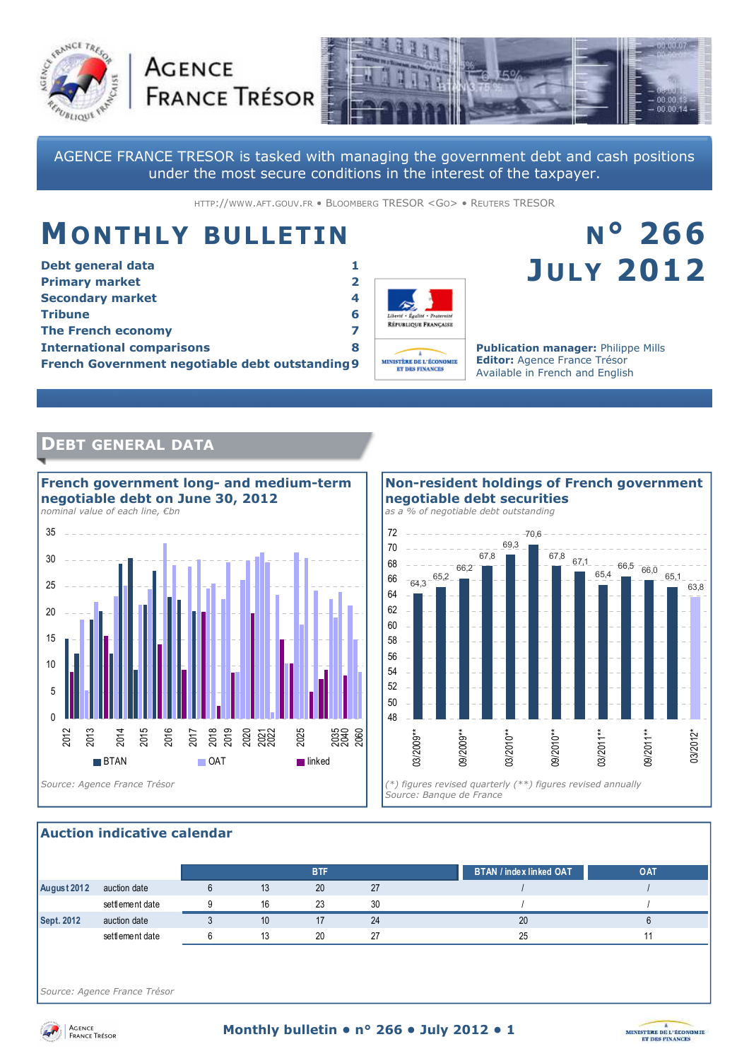# AGENCE FRANCE TRÉSOR

AGENCE FRANCE TRESOR is tasked with managing the government debt and cash positions under the most secure conditions in the interest of the taxpayer.

HTTP://WWW.AFT.GOUV.FR • BLOOMBERG TRESOR <GO> • REUTERS TRESOR

# MONTHLY BULLETIN

## N° 266 JULY 2012

| | |
|---|---|
| **Debt general data** | **1** |
| **Primary market** | **2** |
| **Secondary market** | **4** |
| **Tribune** | **6** |
| **The French economy** | **7** |
| **International comparisons** | **8** |
| **French Government negotiable debt outstanding** | **9** |

**Publication manager:** Philippe Mills
**Editor:** Agence France Trésor
Available in French and English

## DEBT GENERAL DATA

### French government long- and medium-term negotiable debt on June 30, 2012

*nominal value of each line, €bn*

*Source: Agence France Trésor*

### Non-resident holdings of French government negotiable debt securities

*as a % of negotiable debt outstanding*

| Date | % |
|---|---|
| 03/2009** | 64,3 |
| | 65,2 |
| 09/2009** | 66,2 |
| | 67,8 |
| 03/2010** | 69,3 |
| | 70,6 |
| 09/2010** | 67,8 |
| | 67,1 |
| 03/2011** | 65,4 |
| | 66,5 |
| 09/2011** | 66,0 |
| | 65,1 |
| 03/2012* | 63,8 |

*(\*) figures revised quarterly (\*\*) figures revised annually*
*Source: Banque de France*

### Auction indicative calendar

| | | BTF | | | | BTAN / index linked OAT | OAT |
|---|---|---|---|---|---|---|---|
| **August 2012** | auction date | 6 | 13 | 20 | 27 | / | / |
| | settlement date | 9 | 16 | 23 | 30 | / | / |
| **Sept. 2012** | auction date | 3 | 10 | 17 | 24 | 20 | 6 |
| | settlement date | 6 | 13 | 20 | 27 | 25 | 11 |

*Source: Agence France Trésor*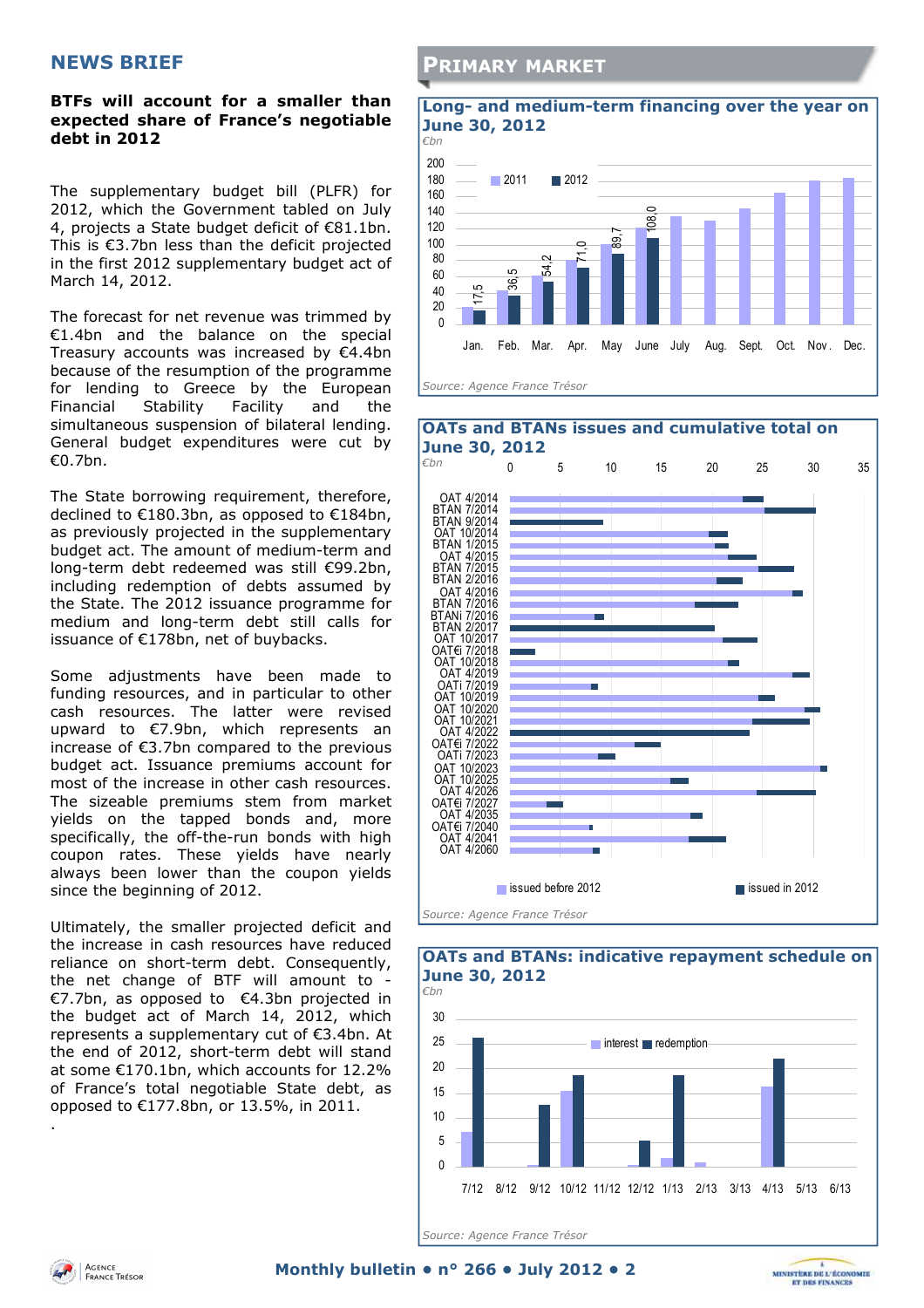## NEWS BRIEF

**BTFs will account for a smaller than expected share of France's negotiable debt in 2012**

The supplementary budget bill (PLFR) for 2012, which the Government tabled on July 4, projects a State budget deficit of €81.1bn. This is €3.7bn less than the deficit projected in the first 2012 supplementary budget act of March 14, 2012.

The forecast for net revenue was trimmed by €1.4bn and the balance on the special Treasury accounts was increased by €4.4bn because of the resumption of the programme for lending to Greece by the European Financial Stability Facility and the simultaneous suspension of bilateral lending. General budget expenditures were cut by €0.7bn.

The State borrowing requirement, therefore, declined to €180.3bn, as opposed to €184bn, as previously projected in the supplementary budget act. The amount of medium-term and long-term debt redeemed was still €99.2bn, including redemption of debts assumed by the State. The 2012 issuance programme for medium and long-term debt still calls for issuance of €178bn, net of buybacks.

Some adjustments have been made to funding resources, and in particular to other cash resources. The latter were revised upward to €7.9bn, which represents an increase of €3.7bn compared to the previous budget act. Issuance premiums account for most of the increase in other cash resources. The sizeable premiums stem from market yields on the tapped bonds and, more specifically, the off-the-run bonds with high coupon rates. These yields have nearly always been lower than the coupon yields since the beginning of 2012.

Ultimately, the smaller projected deficit and the increase in cash resources have reduced reliance on short-term debt. Consequently, the net change of BTF will amount to -€7.7bn, as opposed to €4.3bn projected in the budget act of March 14, 2012, which represents a supplementary cut of €3.4bn. At the end of 2012, short-term debt will stand at some €170.1bn, which accounts for 12.2% of France's total negotiable State debt, as opposed to €177.8bn, or 13.5%, in 2011.

## PRIMARY MARKET

**Long- and medium-term financing over the year on June 30, 2012**

*€bn*

| | Jan. | Feb. | Mar. | Apr. | May | June |
|---|---|---|---|---|---|---|
| 2012 | 17,5 | 36,5 | 54,2 | 71,0 | 89,7 | 108,0 |

*Source: Agence France Trésor*

**OATs and BTANs issues and cumulative total on June 30, 2012**

*€bn*

*Source: Agence France Trésor*

**OATs and BTANs: indicative repayment schedule on June 30, 2012**

*€bn*

*Source: Agence France Trésor*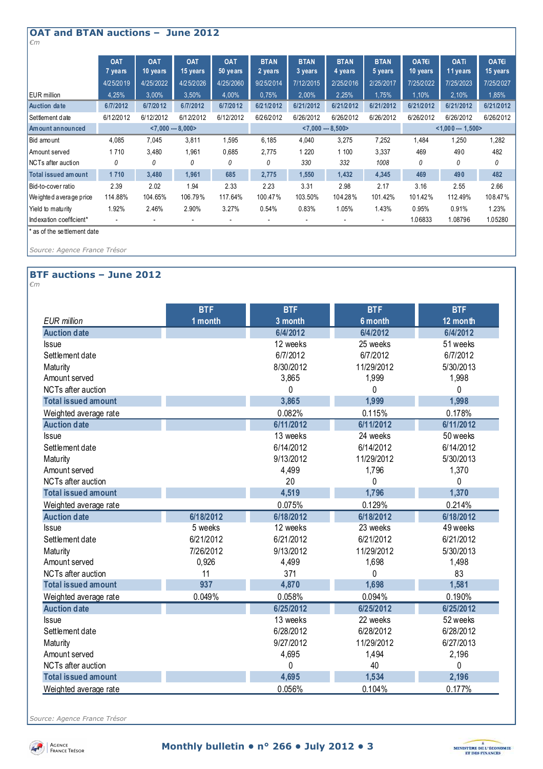## OAT and BTAN auctions – June 2012

*€m*

| EUR million | OAT 7 years 4/25/2019 4,25% | OAT 10 years 4/25/2022 3,00% | OAT 15 years 4/25/2026 3,50% | OAT 50 years 4/25/2060 4,00% | BTAN 2 years 9/25/2014 0,75% | BTAN 3 years 7/12/2015 2,00% | BTAN 4 years 2/25/2016 2,25% | BTAN 5 years 2/25/2017 1,75% | OAT€i 10 years 7/25/2022 1,10% | OATi 11 years 7/25/2023 2,10% | OAT€i 15 years 7/25/2027 1,85% |
|---|---|---|---|---|---|---|---|---|---|---|---|
| **Auction date** | **6/7/2012** | **6/7/2012** | **6/7/2012** | **6/7/2012** | **6/21/2012** | **6/21/2012** | **6/21/2012** | **6/21/2012** | **6/21/2012** | **6/21/2012** | **6/21/2012** |
| Settlement date | 6/12/2012 | 6/12/2012 | 6/12/2012 | 6/12/2012 | 6/26/2012 | 6/26/2012 | 6/26/2012 | 6/26/2012 | 6/26/2012 | 6/26/2012 | 6/26/2012 |
| **Amount announced** | **<7,000 --- 8,000>** | | | | **<7,000 --- 8,500>** | | | | **<1,000 --- 1,500>** | | |
| Bid amount | 4,085 | 7,045 | 3,811 | 1,595 | 6,185 | 4,040 | 3,275 | 7,252 | 1,484 | 1,250 | 1,282 |
| Amount served | 1 710 | 3,480 | 1,961 | 0,685 | 2,775 | 1 220 | 1 100 | 3,337 | 469 | 490 | 482 |
| NCTs after auction | *0* | *0* | *0* | *0* | *0* | *330* | *332* | *1008* | *0* | *0* | *0* |
| **Total issued amount** | **1 710** | **3,480** | **1,961** | **685** | **2,775** | **1,550** | **1,432** | **4,345** | **469** | **490** | **482** |
| Bid-to-cover ratio | 2.39 | 2.02 | 1.94 | 2.33 | 2.23 | 3.31 | 2.98 | 2.17 | 3.16 | 2.55 | 2.66 |
| Weighted average price | 114.88% | 104.65% | 106.79% | 117.64% | 100.47% | 103.50% | 104.28% | 101.42% | 101.42% | 112.49% | 108.47% |
| Yield to maturity | 1.92% | 2.46% | 2.90% | 3.27% | 0.54% | 0.83% | 1.05% | 1.43% | 0.95% | 0.91% | 1.23% |
| Indexation coefficient* | - | - | - | - | - | - | - | - | 1.06833 | 1.08796 | 1.05280 |

\* as of the settlement date

*Source: Agence France Trésor*

## BTF auctions – June 2012

*€m*

| *EUR million* | BTF 1 month | BTF 3 month | BTF 6 month | BTF 12 month |
|---|---|---|---|---|
| **Auction date** | | **6/4/2012** | **6/4/2012** | **6/4/2012** |
| Issue | | 12 weeks | 25 weeks | 51 weeks |
| Settlement date | | 6/7/2012 | 6/7/2012 | 6/7/2012 |
| Maturity | | 8/30/2012 | 11/29/2012 | 5/30/2013 |
| Amount served | | 3,865 | 1,999 | 1,998 |
| NCTs after auction | | 0 | 0 | 0 |
| **Total issued amount** | | **3,865** | **1,999** | **1,998** |
| Weighted average rate | | 0.082% | 0.115% | 0.178% |
| **Auction date** | | **6/11/2012** | **6/11/2012** | **6/11/2012** |
| Issue | | 13 weeks | 24 weeks | 50 weeks |
| Settlement date | | 6/14/2012 | 6/14/2012 | 6/14/2012 |
| Maturity | | 9/13/2012 | 11/29/2012 | 5/30/2013 |
| Amount served | | 4,499 | 1,796 | 1,370 |
| NCTs after auction | | 20 | 0 | 0 |
| **Total issued amount** | | **4,519** | **1,796** | **1,370** |
| Weighted average rate | | 0.075% | 0.129% | 0.214% |
| **Auction date** | **6/18/2012** | **6/18/2012** | **6/18/2012** | **6/18/2012** |
| Issue | 5 weeks | 12 weeks | 23 weeks | 49 weeks |
| Settlement date | 6/21/2012 | 6/21/2012 | 6/21/2012 | 6/21/2012 |
| Maturity | 7/26/2012 | 9/13/2012 | 11/29/2012 | 5/30/2013 |
| Amount served | 0,926 | 4,499 | 1,698 | 1,498 |
| NCTs after auction | 11 | 371 | 0 | 83 |
| **Total issued amount** | **937** | **4,870** | **1,698** | **1,581** |
| Weighted average rate | 0.049% | 0.058% | 0.094% | 0.190% |
| **Auction date** | | **6/25/2012** | **6/25/2012** | **6/25/2012** |
| Issue | | 13 weeks | 22 weeks | 52 weeks |
| Settlement date | | 6/28/2012 | 6/28/2012 | 6/28/2012 |
| Maturity | | 9/27/2012 | 11/29/2012 | 6/27/2013 |
| Amount served | | 4,695 | 1,494 | 2,196 |
| NCTs after auction | | 0 | 40 | 0 |
| **Total issued amount** | | **4,695** | **1,534** | **2,196** |
| Weighted average rate | | 0.056% | 0.104% | 0.177% |

*Source: Agence France Trésor*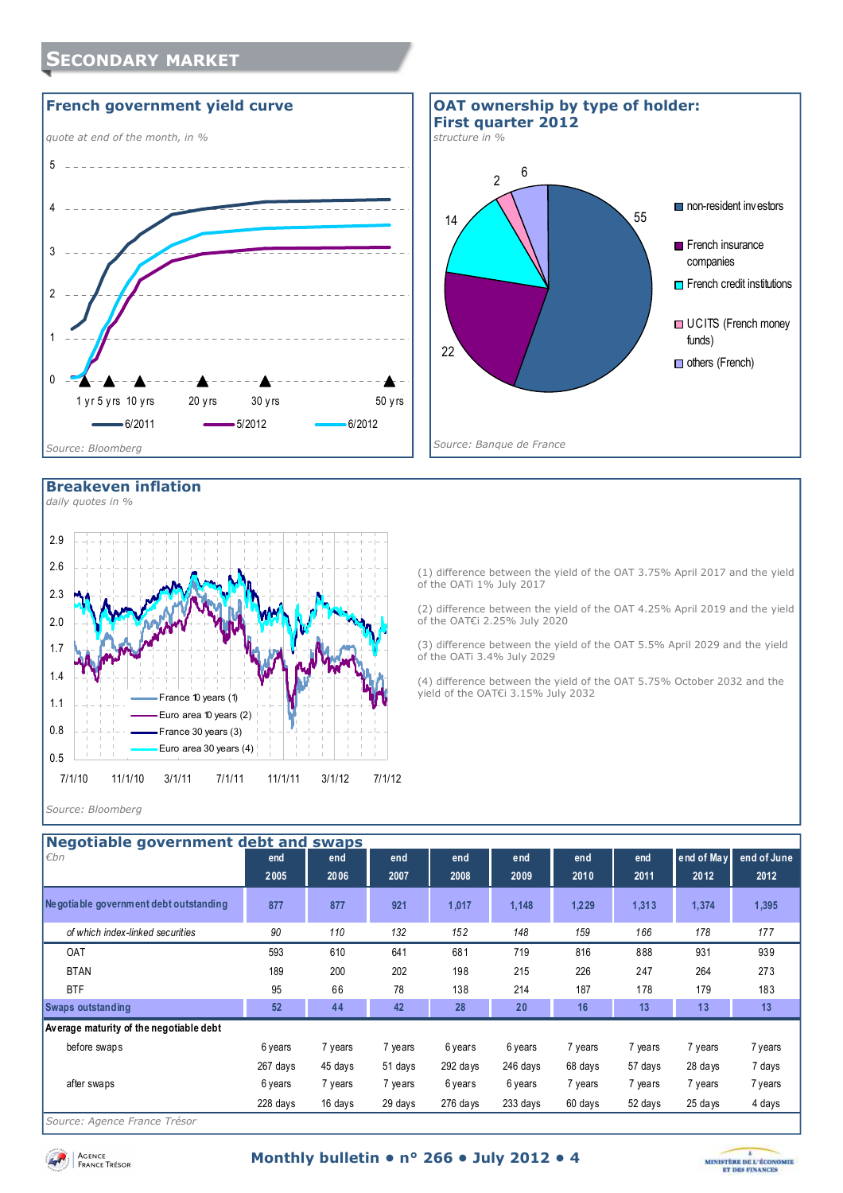## Secondary market

### French government yield curve

*quote at end of the month, in %*

1 yr 5 yrs 10 yrs 20 yrs 30 yrs 50 yrs

6/2011 — 5/2012 — 6/2012

*Source: Bloomberg*

### OAT ownership by type of holder: First quarter 2012

*structure in %*

- non-resident investors: 55
- French insurance companies: 22
- French credit institutions: 14
- UCITS (French money funds): 2
- others (French): 6

*Source: Banque de France*

### Breakeven inflation

*daily quotes in %*

France 10 years (1) — Euro area 10 years (2) — France 30 years (3) — Euro area 30 years (4)

*Source: Bloomberg*

(1) difference between the yield of the OAT 3.75% April 2017 and the yield of the OATi 1% July 2017

(2) difference between the yield of the OAT 4.25% April 2019 and the yield of the OAT€i 2.25% July 2020

(3) difference between the yield of the OAT 5.5% April 2029 and the yield of the OATi 3.4% July 2029

(4) difference between the yield of the OAT 5.75% October 2032 and the yield of the OAT€i 3.15% July 2032

### Negotiable government debt and swaps

| €bn | end 2005 | end 2006 | end 2007 | end 2008 | end 2009 | end 2010 | end 2011 | end of May 2012 | end of June 2012 |
|---|---|---|---|---|---|---|---|---|---|
| **Negotiable government debt outstanding** | **877** | **877** | **921** | **1,017** | **1,148** | **1,229** | **1,313** | **1,374** | **1,395** |
| *of which index-linked securities* | *90* | *110* | *132* | *152* | *148* | *159* | *166* | *178* | *177* |
| OAT | 593 | 610 | 641 | 681 | 719 | 816 | 888 | 931 | 939 |
| BTAN | 189 | 200 | 202 | 198 | 215 | 226 | 247 | 264 | 273 |
| BTF | 95 | 66 | 78 | 138 | 214 | 187 | 178 | 179 | 183 |
| **Swaps outstanding** | **52** | **44** | **42** | **28** | **20** | **16** | **13** | **13** | **13** |
| **Average maturity of the negotiable debt** | | | | | | | | | |
| before swaps | 6 years 267 days | 7 years 45 days | 7 years 51 days | 6 years 292 days | 6 years 246 days | 7 years 68 days | 7 years 57 days | 7 years 28 days | 7 years 7 days |
| after swaps | 6 years 228 days | 7 years 16 days | 7 years 29 days | 6 years 276 days | 6 years 233 days | 7 years 60 days | 7 years 52 days | 7 years 25 days | 7 years 4 days |

*Source: Agence France Trésor*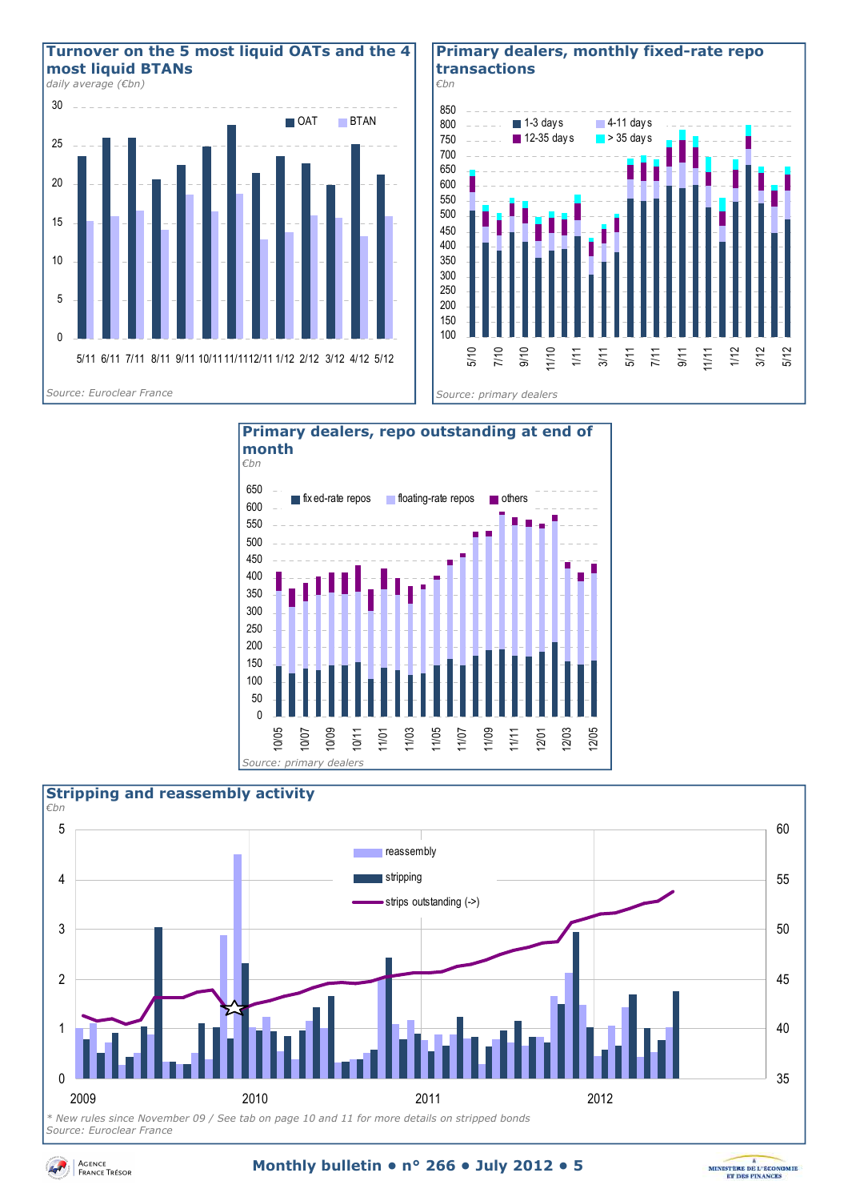## Turnover on the 5 most liquid OATs and the 4 most liquid BTANs

*daily average (€bn)*

Source: Euroclear France

## Primary dealers, monthly fixed-rate repo transactions

*€bn*

Source: primary dealers

## Primary dealers, repo outstanding at end of month

*€bn*

Source: primary dealers

## Stripping and reassembly activity

*€bn*

*\* New rules since November 09 / See tab on page 10 and 11 for more details on stripped bonds*

*Source: Euroclear France*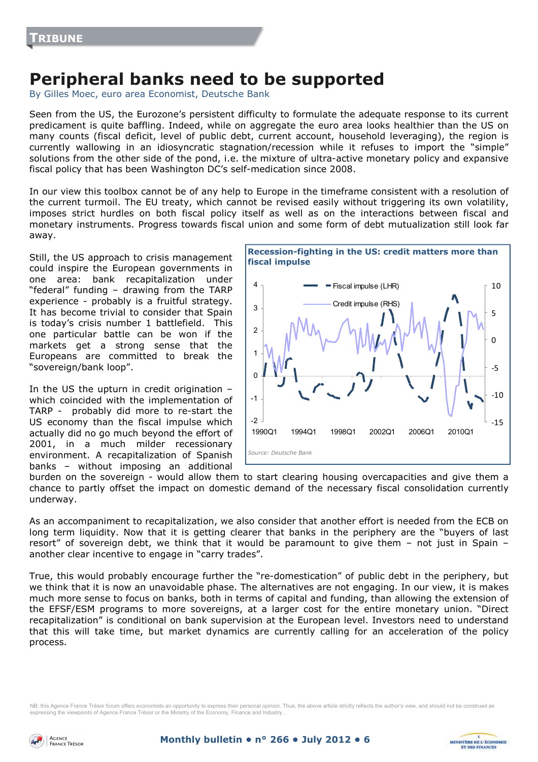TRIBUNE

# Peripheral banks need to be supported

By Gilles Moec, euro area Economist, Deutsche Bank

Seen from the US, the Eurozone's persistent difficulty to formulate the adequate response to its current predicament is quite baffling. Indeed, while on aggregate the euro area looks healthier than the US on many counts (fiscal deficit, level of public debt, current account, household leveraging), the region is currently wallowing in an idiosyncratic stagnation/recession while it refuses to import the "simple" solutions from the other side of the pond, i.e. the mixture of ultra-active monetary policy and expansive fiscal policy that has been Washington DC's self-medication since 2008.

In our view this toolbox cannot be of any help to Europe in the timeframe consistent with a resolution of the current turmoil. The EU treaty, which cannot be revised easily without triggering its own volatility, imposes strict hurdles on both fiscal policy itself as well as on the interactions between fiscal and monetary instruments. Progress towards fiscal union and some form of debt mutualization still look far away.

Still, the US approach to crisis management could inspire the European governments in one area: bank recapitalization under "federal" funding – drawing from the TARP experience - probably is a fruitful strategy. It has become trivial to consider that Spain is today's crisis number 1 battlefield. This one particular battle can be won if the markets get a strong sense that the Europeans are committed to break the "sovereign/bank loop".

In the US the upturn in credit origination – which coincided with the implementation of TARP - probably did more to re-start the US economy than the fiscal impulse which actually did no go much beyond the effort of 2001, in a much milder recessionary environment. A recapitalization of Spanish banks – without imposing an additional burden on the sovereign - would allow them to start clearing housing overcapacities and give them a chance to partly offset the impact on domestic demand of the necessary fiscal consolidation currently underway.

**Recession-fighting in the US: credit matters more than fiscal impulse**

Fiscal impulse (LHR) / Credit impulse (RHS)

*Source: Deutsche Bank*

As an accompaniment to recapitalization, we also consider that another effort is needed from the ECB on long term liquidity. Now that it is getting clearer that banks in the periphery are the "buyers of last resort" of sovereign debt, we think that it would be paramount to give them – not just in Spain – another clear incentive to engage in "carry trades".

True, this would probably encourage further the "re-domestication" of public debt in the periphery, but we think that it is now an unavoidable phase. The alternatives are not engaging. In our view, it is makes much more sense to focus on banks, both in terms of capital and funding, than allowing the extension of the EFSF/ESM programs to more sovereigns, at a larger cost for the entire monetary union. "Direct recapitalization" is conditional on bank supervision at the European level. Investors need to understand that this will take time, but market dynamics are currently calling for an acceleration of the policy process.

NB: this Agence France Trésor forum offers economists an opportunity to express their personal opinion. Thus, the above article strictly reflects the author's view, and should not be construed as expressing the viewpoints of Agence France Trésor or the Ministry of the Economy, Finance and Industry .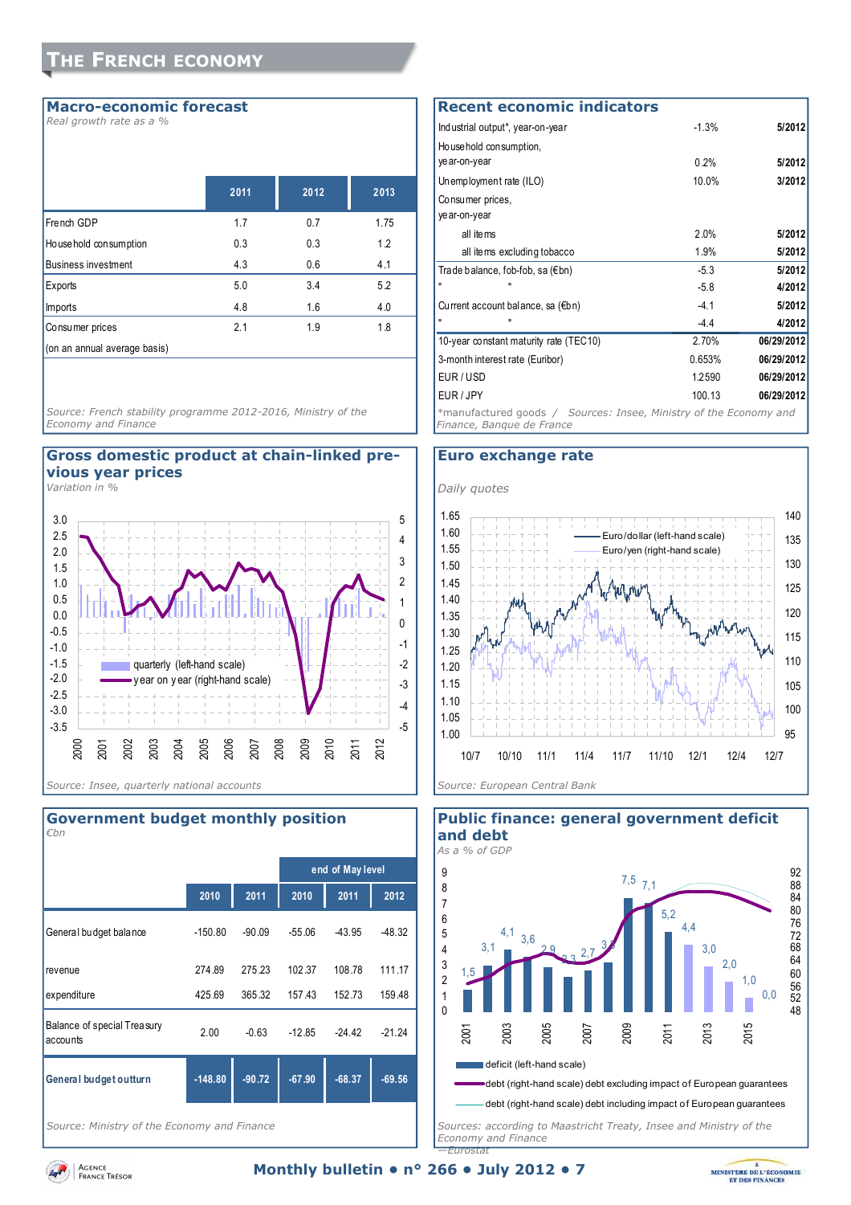# THE FRENCH ECONOMY

## Macro-economic forecast

*Real growth rate as a %*

| | 2011 | 2012 | 2013 |
|---|---|---|---|
| French GDP | 1.7 | 0.7 | 1.75 |
| Household consumption | 0.3 | 0.3 | 1.2 |
| Business investment | 4.3 | 0.6 | 4.1 |
| Exports | 5.0 | 3.4 | 5.2 |
| Imports | 4.8 | 1.6 | 4.0 |
| Consumer prices | 2.1 | 1.9 | 1.8 |
| (on an annual average basis) | | | |

*Source: French stability programme 2012-2016, Ministry of the Economy and Finance*

## Recent economic indicators

| | | |
|---|---|---|
| Industrial output*, year-on-year | -1.3% | 5/2012 |
| Household consumption, year-on-year | 0.2% | 5/2012 |
| Unemployment rate (ILO) | 10.0% | 3/2012 |
| Consumer prices, year-on-year | | |
| all items | 2.0% | 5/2012 |
| all items excluding tobacco | 1.9% | 5/2012 |
| Trade balance, fob-fob, sa (€bn) | -5.3 | 5/2012 |
| " " | -5.8 | 4/2012 |
| Current account balance, sa (€bn) | -4.1 | 5/2012 |
| " " | -4.4 | 4/2012 |
| 10-year constant maturity rate (TEC10) | 2.70% | 06/29/2012 |
| 3-month interest rate (Euribor) | 0.653% | 06/29/2012 |
| EUR / USD | 1.2590 | 06/29/2012 |
| EUR / JPY | 100.13 | 06/29/2012 |

*\*manufactured goods / Sources: Insee, Ministry of the Economy and Finance, Banque de France*

## Gross domestic product at chain-linked previous year prices

*Variation in %*

Legend: quarterly (left-hand scale); year on year (right-hand scale)

*Source: Insee, quarterly national accounts*

## Euro exchange rate

*Daily quotes*

Legend: Euro/dollar (left-hand scale); Euro/yen (right-hand scale)

*Source: European Central Bank*

## Government budget monthly position

*€bn*

| | 2010 | 2011 | end of May level 2010 | 2011 | 2012 |
|---|---|---|---|---|---|
| General budget balance | -150.80 | -90.09 | -55.06 | -43.95 | -48.32 |
| revenue | 274.89 | 275.23 | 102.37 | 108.78 | 111.17 |
| expenditure | 425.69 | 365.32 | 157.43 | 152.73 | 159.48 |
| Balance of special Treasury accounts | 2.00 | -0.63 | -12.85 | -24.42 | -21.24 |
| **General budget outturn** | **-148.80** | **-90.72** | **-67.90** | **-68.37** | **-69.56** |

*Source: Ministry of the Economy and Finance*

## Public finance: general government deficit and debt

*As a % of GDP*

Deficit values (2001–2016): 1,5; 3,1; 4,1; 3,6; 2,9; 2,3; 2,7; 3,3; 7,5; 7,1; 5,2; 4,4; 3,0; 2,0; 1,0; 0,0

Legend: deficit (left-hand scale); debt (right-hand scale) debt excluding impact of European guarantees; debt (right-hand scale) debt including impact of European guarantees

*Sources: according to Maastricht Treaty, Insee and Ministry of the Economy and Finance —Eurostat*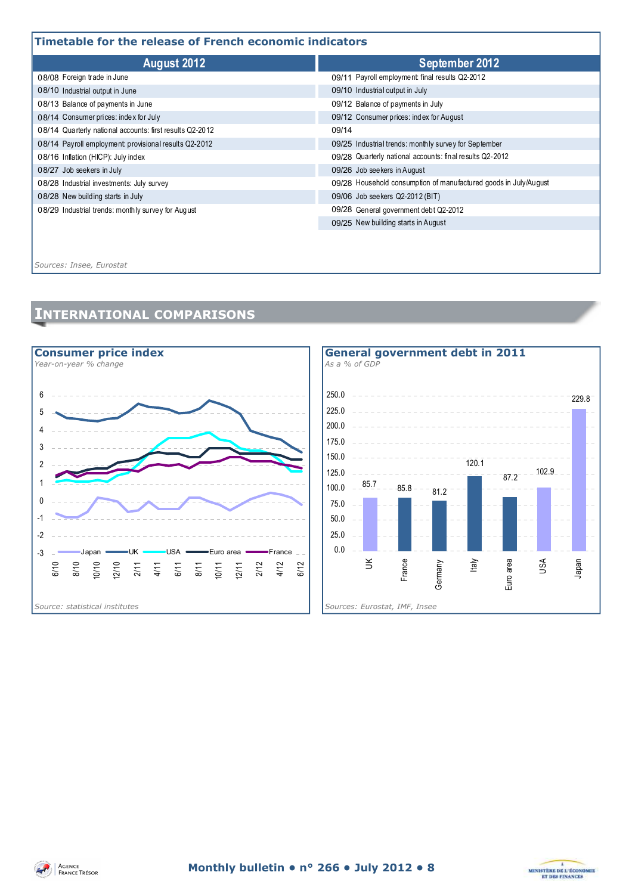## Timetable for the release of French economic indicators

| August 2012 | September 2012 |
|---|---|
| 08/08 Foreign trade in June | 09/11 Payroll employment: final results Q2-2012 |
| 08/10 Industrial output in June | 09/10 Industrial output in July |
| 08/13 Balance of payments in June | 09/12 Balance of payments in July |
| 08/14 Consumer prices: index for July | 09/12 Consumer prices: index for August |
| 08/14 Quarterly national accounts: first results Q2-2012 | 09/14 |
| 08/14 Payroll employment: provisional results Q2-2012 | 09/25 Industrial trends: monthly survey for September |
| 08/16 Inflation (HICP): July index | 09/28 Quarterly national accounts: final results Q2-2012 |
| 08/27 Job seekers in July | 09/26 Job seekers in August |
| 08/28 Industrial investments: July survey | 09/28 Household consumption of manufactured goods in July/August |
| 08/28 New building starts in July | 09/06 Job seekers Q2-2012 (BIT) |
| 08/29 Industrial trends: monthly survey for August | 09/28 General government debt Q2-2012 |
| | 09/25 New building starts in August |

*Sources: Insee, Eurostat*

# International comparisons

## Consumer price index

*Year-on-year % change*

*Source: statistical institutes*

## General government debt in 2011

*As a % of GDP*

| UK | France | Germany | Italy | Euro area | USA | Japan |
|---|---|---|---|---|---|---|
| 85.7 | 85.8 | 81.2 | 120.1 | 87.2 | 102.9 | 229.8 |

*Sources: Eurostat, IMF, Insee*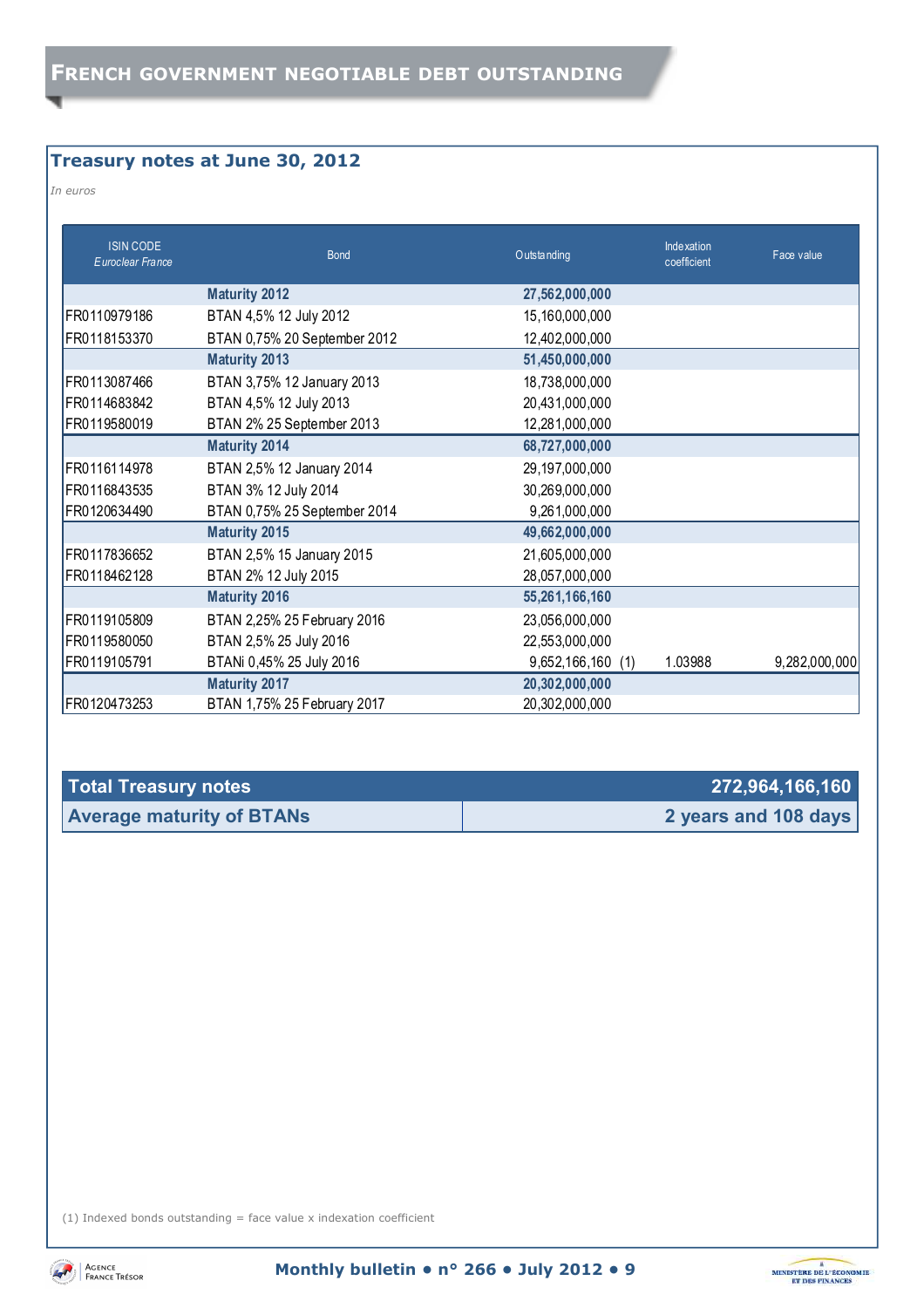# French government negotiable debt outstanding

## Treasury notes at June 30, 2012

*In euros*

| ISIN CODE *Euroclear France* | Bond | Outstanding | Indexation coefficient | Face value |
|---|---|---|---|---|
| | **Maturity 2012** | **27,562,000,000** | | |
| FR0110979186 | BTAN 4,5% 12 July 2012 | 15,160,000,000 | | |
| FR0118153370 | BTAN 0,75% 20 September 2012 | 12,402,000,000 | | |
| | **Maturity 2013** | **51,450,000,000** | | |
| FR0113087466 | BTAN 3,75% 12 January 2013 | 18,738,000,000 | | |
| FR0114683842 | BTAN 4,5% 12 July 2013 | 20,431,000,000 | | |
| FR0119580019 | BTAN 2% 25 September 2013 | 12,281,000,000 | | |
| | **Maturity 2014** | **68,727,000,000** | | |
| FR0116114978 | BTAN 2,5% 12 January 2014 | 29,197,000,000 | | |
| FR0116843535 | BTAN 3% 12 July 2014 | 30,269,000,000 | | |
| FR0120634490 | BTAN 0,75% 25 September 2014 | 9,261,000,000 | | |
| | **Maturity 2015** | **49,662,000,000** | | |
| FR0117836652 | BTAN 2,5% 15 January 2015 | 21,605,000,000 | | |
| FR0118462128 | BTAN 2% 12 July 2015 | 28,057,000,000 | | |
| | **Maturity 2016** | **55,261,166,160** | | |
| FR0119105809 | BTAN 2,25% 25 February 2016 | 23,056,000,000 | | |
| FR0119580050 | BTAN 2,5% 25 July 2016 | 22,553,000,000 | | |
| FR0119105791 | BTANi 0,45% 25 July 2016 | 9,652,166,160 (1) | 1.03988 | 9,282,000,000 |
| | **Maturity 2017** | **20,302,000,000** | | |
| FR0120473253 | BTAN 1,75% 25 February 2017 | 20,302,000,000 | | |

| **Total Treasury notes** | **272,964,166,160** |
|---|---|
| **Average maturity of BTANs** | **2 years and 108 days** |

(1) Indexed bonds outstanding = face value x indexation coefficient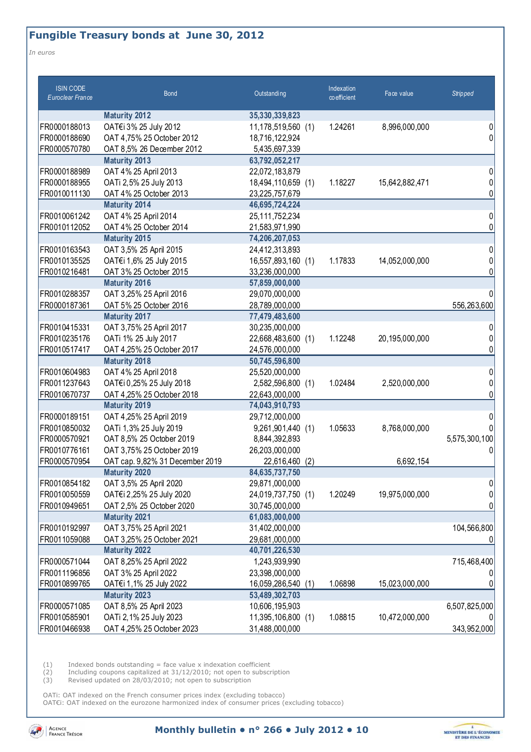## Fungible Treasury bonds at June 30, 2012

*In euros*

| ISIN CODE *Euroclear France* | Bond | Outstanding | | Indexation coefficient | Face value | *Stripped* |
|---|---|---|---|---|---|---|
| | **Maturity 2012** | **35,330,339,823** | | | | |
| FR0000188013 | OAT€i 3% 25 July 2012 | 11,178,519,560 | (1) | 1.24261 | 8,996,000,000 | 0 |
| FR0000188690 | OAT 4,75% 25 October 2012 | 18,716,122,924 | | | | 0 |
| FR0000570780 | OAT 8,5% 26 December 2012 | 5,435,697,339 | | | | |
| | **Maturity 2013** | **63,792,052,217** | | | | |
| FR0000188989 | OAT 4% 25 April 2013 | 22,072,183,879 | | | | 0 |
| FR0000188955 | OATi 2,5% 25 July 2013 | 18,494,110,659 | (1) | 1.18227 | 15,642,882,471 | 0 |
| FR0010011130 | OAT 4% 25 October 2013 | 23,225,757,679 | | | | 0 |
| | **Maturity 2014** | **46,695,724,224** | | | | |
| FR0010061242 | OAT 4% 25 April 2014 | 25,111,752,234 | | | | 0 |
| FR0010112052 | OAT 4% 25 October 2014 | 21,583,971,990 | | | | 0 |
| | **Maturity 2015** | **74,206,207,053** | | | | |
| FR0010163543 | OAT 3,5% 25 April 2015 | 24,412,313,893 | | | | 0 |
| FR0010135525 | OAT€i 1,6% 25 July 2015 | 16,557,893,160 | (1) | 1.17833 | 14,052,000,000 | 0 |
| FR0010216481 | OAT 3% 25 October 2015 | 33,236,000,000 | | | | 0 |
| | **Maturity 2016** | **57,859,000,000** | | | | |
| FR0010288357 | OAT 3,25% 25 April 2016 | 29,070,000,000 | | | | 0 |
| FR0000187361 | OAT 5% 25 October 2016 | 28,789,000,000 | | | | 556,263,600 |
| | **Maturity 2017** | **77,479,483,600** | | | | |
| FR0010415331 | OAT 3,75% 25 April 2017 | 30,235,000,000 | | | | 0 |
| FR0010235176 | OATi 1% 25 July 2017 | 22,668,483,600 | (1) | 1.12248 | 20,195,000,000 | 0 |
| FR0010517417 | OAT 4,25% 25 October 2017 | 24,576,000,000 | | | | 0 |
| | **Maturity 2018** | **50,745,596,800** | | | | |
| FR0010604983 | OAT 4% 25 April 2018 | 25,520,000,000 | | | | 0 |
| FR0011237643 | OAT€i 0,25% 25 July 2018 | 2,582,596,800 | (1) | 1.02484 | 2,520,000,000 | 0 |
| FR0010670737 | OAT 4,25% 25 October 2018 | 22,643,000,000 | | | | 0 |
| | **Maturity 2019** | **74,043,910,793** | | | | |
| FR0000189151 | OAT 4,25% 25 April 2019 | 29,712,000,000 | | | | 0 |
| FR0010850032 | OATi 1,3% 25 July 2019 | 9,261,901,440 | (1) | 1.05633 | 8,768,000,000 | 0 |
| FR0000570921 | OAT 8,5% 25 October 2019 | 8,844,392,893 | | | | 5,575,300,100 |
| FR0010776161 | OAT 3,75% 25 October 2019 | 26,203,000,000 | | | | 0 |
| FR0000570954 | OAT cap. 9,82% 31 December 2019 | 22,616,460 | (2) | | 6,692,154 | |
| | **Maturity 2020** | **84,635,737,750** | | | | |
| FR0010854182 | OAT 3,5% 25 April 2020 | 29,871,000,000 | | | | 0 |
| FR0010050559 | OAT€i 2,25% 25 July 2020 | 24,019,737,750 | (1) | 1.20249 | 19,975,000,000 | 0 |
| FR0010949651 | OAT 2,5% 25 October 2020 | 30,745,000,000 | | | | 0 |
| | **Maturity 2021** | **61,083,000,000** | | | | |
| FR0010192997 | OAT 3,75% 25 April 2021 | 31,402,000,000 | | | | 104,566,800 |
| FR0011059088 | OAT 3,25% 25 October 2021 | 29,681,000,000 | | | | 0 |
| | **Maturity 2022** | **40,701,226,530** | | | | |
| FR0000571044 | OAT 8,25% 25 April 2022 | 1,243,939,990 | | | | 715,468,400 |
| FR0011196856 | OAT 3% 25 April 2022 | 23,398,000,000 | | | | 0 |
| FR0010899765 | OAT€i 1,1% 25 July 2022 | 16,059,286,540 | (1) | 1.06898 | 15,023,000,000 | 0 |
| | **Maturity 2023** | **53,489,302,703** | | | | |
| FR0000571085 | OAT 8,5% 25 April 2023 | 10,606,195,903 | | | | 6,507,825,000 |
| FR0010585901 | OATi 2,1% 25 July 2023 | 11,395,106,800 | (1) | 1.08815 | 10,472,000,000 | 0 |
| FR0010466938 | OAT 4,25% 25 October 2023 | 31,488,000,000 | | | | 343,952,000 |

(1) Indexed bonds outstanding = face value x indexation coefficient
(2) Including coupons capitalized at 31/12/2010; not open to subscription
(3) Revised updated on 28/03/2010; not open to subscription

OATi: OAT indexed on the French consumer prices index (excluding tobacco)
OAT€i: OAT indexed on the eurozone harmonized index of consumer prices (excluding tobacco)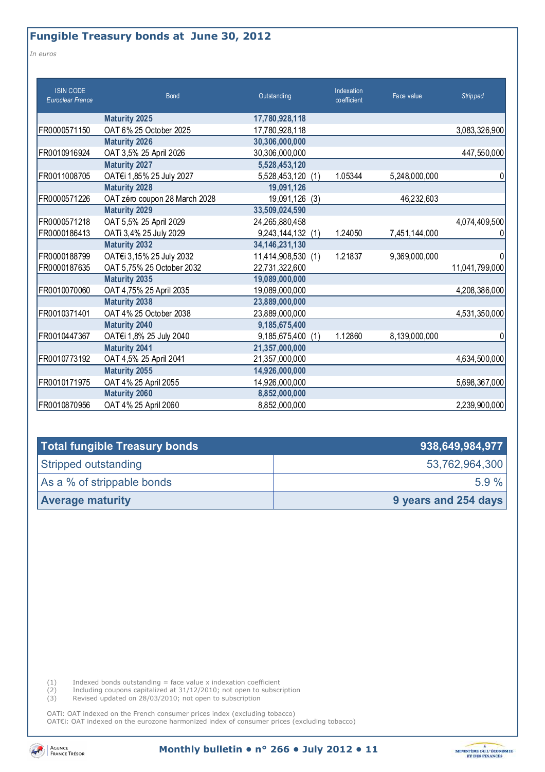## Fungible Treasury bonds at June 30, 2012

*In euros*

| ISIN CODE *Euroclear France* | Bond | Outstanding | | Indexation coefficient | Face value | *Stripped* |
|---|---|---|---|---|---|---|
| | **Maturity 2025** | **17,780,928,118** | | | | |
| FR0000571150 | OAT 6% 25 October 2025 | 17,780,928,118 | | | | 3,083,326,900 |
| | **Maturity 2026** | **30,306,000,000** | | | | |
| FR0010916924 | OAT 3,5% 25 April 2026 | 30,306,000,000 | | | | 447,550,000 |
| | **Maturity 2027** | **5,528,453,120** | | | | |
| FR0011008705 | OAT€i 1,85% 25 July 2027 | 5,528,453,120 | (1) | 1.05344 | 5,248,000,000 | 0 |
| | **Maturity 2028** | **19,091,126** | | | | |
| FR0000571226 | OAT zéro coupon 28 March 2028 | 19,091,126 | (3) | | 46,232,603 | |
| | **Maturity 2029** | **33,509,024,590** | | | | |
| FR0000571218 | OAT 5,5% 25 April 2029 | 24,265,880,458 | | | | 4,074,409,500 |
| FR0000186413 | OATi 3,4% 25 July 2029 | 9,243,144,132 | (1) | 1.24050 | 7,451,144,000 | 0 |
| | **Maturity 2032** | **34,146,231,130** | | | | |
| FR0000188799 | OAT€i 3,15% 25 July 2032 | 11,414,908,530 | (1) | 1.21837 | 9,369,000,000 | 0 |
| FR0000187635 | OAT 5,75% 25 October 2032 | 22,731,322,600 | | | | 11,041,799,000 |
| | **Maturity 2035** | **19,089,000,000** | | | | |
| FR0010070060 | OAT 4,75% 25 April 2035 | 19,089,000,000 | | | | 4,208,386,000 |
| | **Maturity 2038** | **23,889,000,000** | | | | |
| FR0010371401 | OAT 4% 25 October 2038 | 23,889,000,000 | | | | 4,531,350,000 |
| | **Maturity 2040** | **9,185,675,400** | | | | |
| FR0010447367 | OAT€i 1,8% 25 July 2040 | 9,185,675,400 | (1) | 1.12860 | 8,139,000,000 | 0 |
| | **Maturity 2041** | **21,357,000,000** | | | | |
| FR0010773192 | OAT 4,5% 25 April 2041 | 21,357,000,000 | | | | 4,634,500,000 |
| | **Maturity 2055** | **14,926,000,000** | | | | |
| FR0010171975 | OAT 4% 25 April 2055 | 14,926,000,000 | | | | 5,698,367,000 |
| | **Maturity 2060** | **8,852,000,000** | | | | |
| FR0010870956 | OAT 4% 25 April 2060 | 8,852,000,000 | | | | 2,239,900,000 |

| **Total fungible Treasury bonds** | **938,649,984,977** |
|---|---|
| Stripped outstanding | 53,762,964,300 |
| As a % of strippable bonds | 5.9 % |
| **Average maturity** | **9 years and 254 days** |

(1) Indexed bonds outstanding = face value x indexation coefficient
(2) Including coupons capitalized at 31/12/2010; not open to subscription
(3) Revised updated on 28/03/2010; not open to subscription

OATi: OAT indexed on the French consumer prices index (excluding tobacco)
OAT€i: OAT indexed on the eurozone harmonized index of consumer prices (excluding tobacco)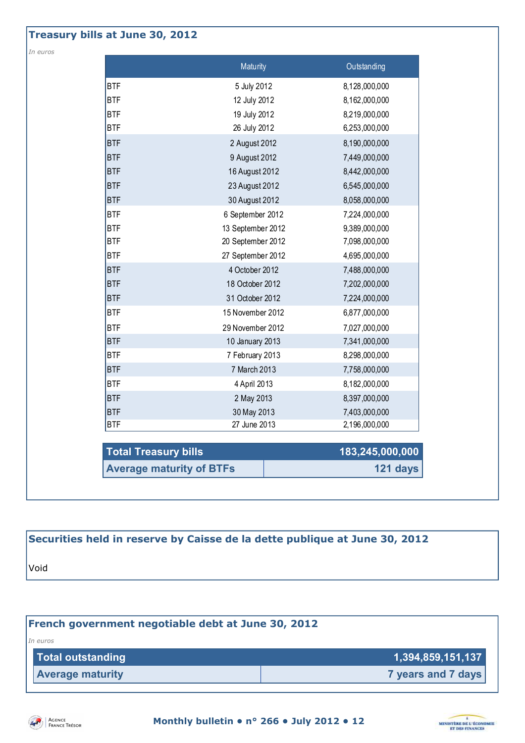## Treasury bills at June 30, 2012

*In euros*

| | Maturity | Outstanding |
|---|---|---|
| BTF | 5 July 2012 | 8,128,000,000 |
| BTF | 12 July 2012 | 8,162,000,000 |
| BTF | 19 July 2012 | 8,219,000,000 |
| BTF | 26 July 2012 | 6,253,000,000 |
| BTF | 2 August 2012 | 8,190,000,000 |
| BTF | 9 August 2012 | 7,449,000,000 |
| BTF | 16 August 2012 | 8,442,000,000 |
| BTF | 23 August 2012 | 6,545,000,000 |
| BTF | 30 August 2012 | 8,058,000,000 |
| BTF | 6 September 2012 | 7,224,000,000 |
| BTF | 13 September 2012 | 9,389,000,000 |
| BTF | 20 September 2012 | 7,098,000,000 |
| BTF | 27 September 2012 | 4,695,000,000 |
| BTF | 4 October 2012 | 7,488,000,000 |
| BTF | 18 October 2012 | 7,202,000,000 |
| BTF | 31 October 2012 | 7,224,000,000 |
| BTF | 15 November 2012 | 6,877,000,000 |
| BTF | 29 November 2012 | 7,027,000,000 |
| BTF | 10 January 2013 | 7,341,000,000 |
| BTF | 7 February 2013 | 8,298,000,000 |
| BTF | 7 March 2013 | 7,758,000,000 |
| BTF | 4 April 2013 | 8,182,000,000 |
| BTF | 2 May 2013 | 8,397,000,000 |
| BTF | 30 May 2013 | 7,403,000,000 |
| BTF | 27 June 2013 | 2,196,000,000 |

| | |
|---|---|
| **Total Treasury bills** | **183,245,000,000** |
| **Average maturity of BTFs** | **121 days** |

## Securities held in reserve by Caisse de la dette publique at June 30, 2012

Void

## French government negotiable debt at June 30, 2012

*In euros*

| | |
|---|---|
| **Total outstanding** | **1,394,859,151,137** |
| **Average maturity** | **7 years and 7 days** |